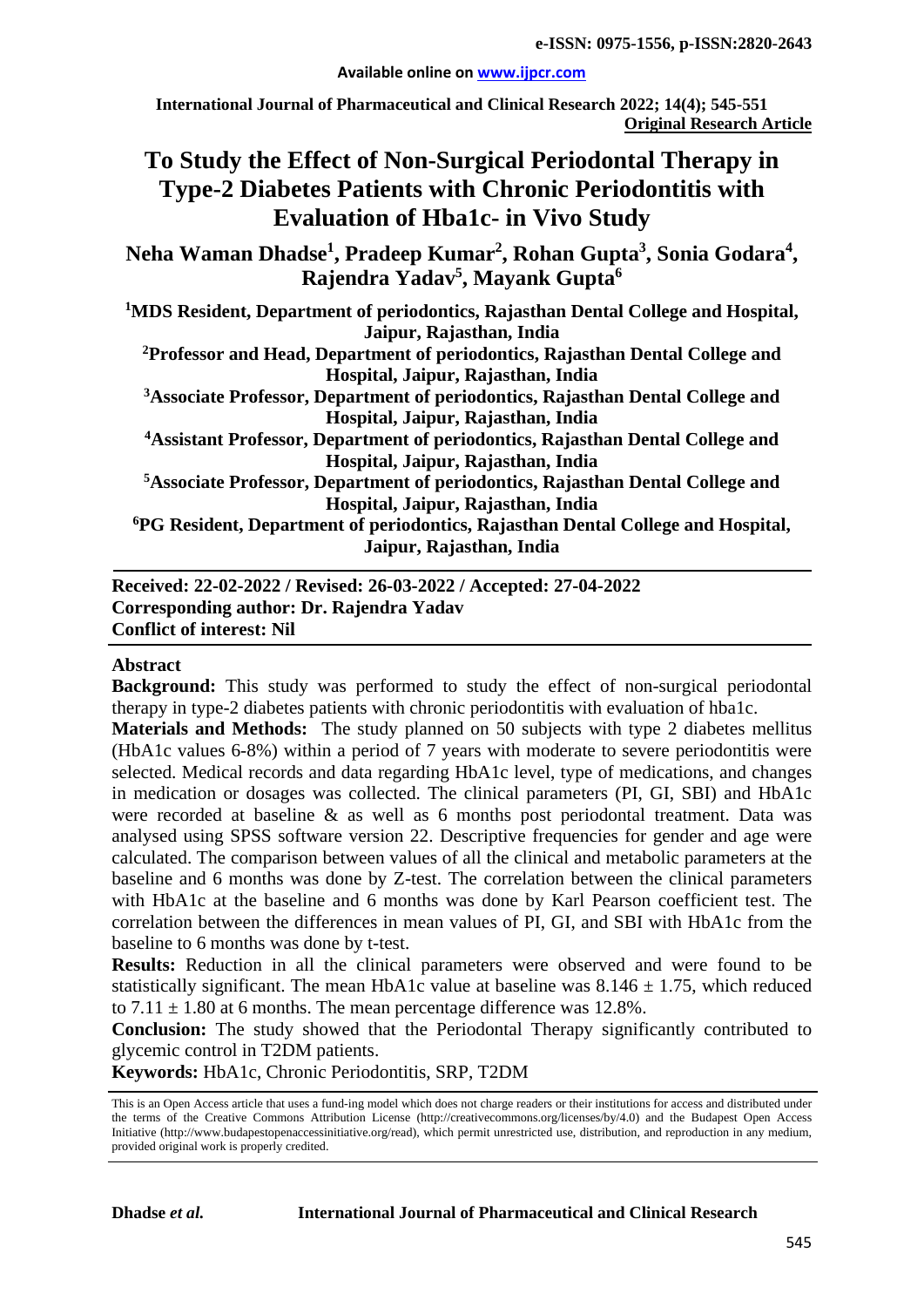# To Study the Effect of Non-Surgical Periodontal Therapy in Type-2 Diabetes Patients with Chronic Periodontitis with Evaluation of Hba1c- in Vivo Study

**Neha Waman Dhadse[1], Pradeep Kumar[2], Rohan Gupta[3], Sonia Godara[4], Rajendra Yadav[5], Mayank Gupta[6]**

[1]MDS Resident, Department of periodontics, Rajasthan Dental College and Hospital, Jaipur, Rajasthan, India

[2]Professor and Head, Department of periodontics, Rajasthan Dental College and Hospital, Jaipur, Rajasthan, India

[3]Associate Professor, Department of periodontics, Rajasthan Dental College and Hospital, Jaipur, Rajasthan, India

[4]Assistant Professor, Department of periodontics, Rajasthan Dental College and Hospital, Jaipur, Rajasthan, India

[5]Associate Professor, Department of periodontics, Rajasthan Dental College and Hospital, Jaipur, Rajasthan, India

[6]PG Resident, Department of periodontics, Rajasthan Dental College and Hospital, Jaipur, Rajasthan, India

**Received: 22-02-2022 / Revised: 26-03-2022 / Accepted: 27-04-2022**
**Corresponding author: Dr. Rajendra Yadav**
**Conflict of interest: Nil**

## Abstract

**Background:** This study was performed to study the effect of non-surgical periodontal therapy in type-2 diabetes patients with chronic periodontitis with evaluation of hba1c.

**Materials and Methods:** The study planned on 50 subjects with type 2 diabetes mellitus (HbA1c values 6-8%) within a period of 7 years with moderate to severe periodontitis were selected. Medical records and data regarding HbA1c level, type of medications, and changes in medication or dosages was collected. The clinical parameters (PI, GI, SBI) and HbA1c were recorded at baseline & as well as 6 months post periodontal treatment. Data was analysed using SPSS software version 22. Descriptive frequencies for gender and age were calculated. The comparison between values of all the clinical and metabolic parameters at the baseline and 6 months was done by Z-test. The correlation between the clinical parameters with HbA1c at the baseline and 6 months was done by Karl Pearson coefficient test. The correlation between the differences in mean values of PI, GI, and SBI with HbA1c from the baseline to 6 months was done by t-test.

**Results:** Reduction in all the clinical parameters were observed and were found to be statistically significant. The mean HbA1c value at baseline was $8.146 \pm 1.75$, which reduced to $7.11 \pm 1.80$ at 6 months. The mean percentage difference was 12.8%.

**Conclusion:** The study showed that the Periodontal Therapy significantly contributed to glycemic control in T2DM patients.

**Keywords:** HbA1c, Chronic Periodontitis, SRP, T2DM

This is an Open Access article that uses a fund-ing model which does not charge readers or their institutions for access and distributed under the terms of the Creative Commons Attribution License (http://creativecommons.org/licenses/by/4.0) and the Budapest Open Access Initiative (http://www.budapestopenaccessinitiative.org/read), which permit unrestricted use, distribution, and reproduction in any medium, provided original work is properly credited.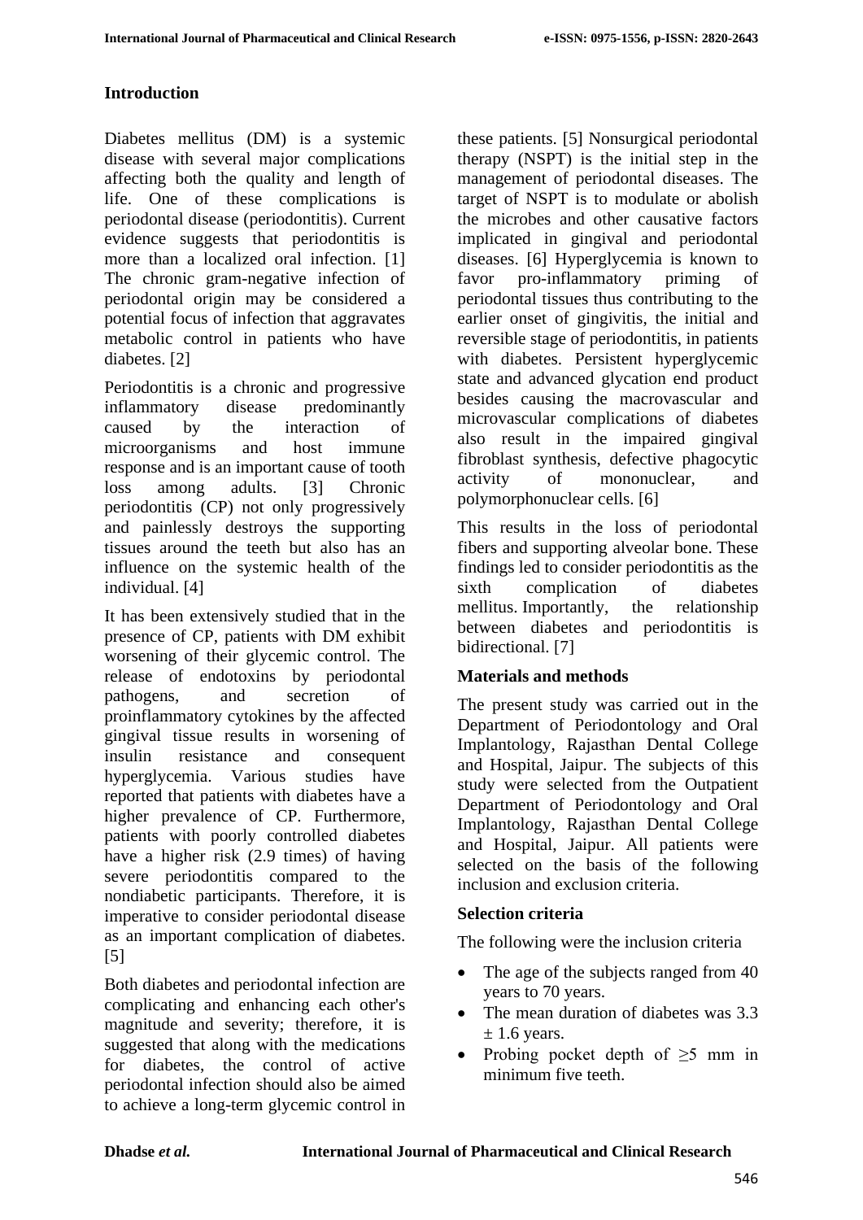## Introduction

Diabetes mellitus (DM) is a systemic disease with several major complications affecting both the quality and length of life. One of these complications is periodontal disease (periodontitis). Current evidence suggests that periodontitis is more than a localized oral infection. [1] The chronic gram-negative infection of periodontal origin may be considered a potential focus of infection that aggravates metabolic control in patients who have diabetes. [2]

Periodontitis is a chronic and progressive inflammatory disease predominantly caused by the interaction of microorganisms and host immune response and is an important cause of tooth loss among adults. [3] Chronic periodontitis (CP) not only progressively and painlessly destroys the supporting tissues around the teeth but also has an influence on the systemic health of the individual. [4]

It has been extensively studied that in the presence of CP, patients with DM exhibit worsening of their glycemic control. The release of endotoxins by periodontal pathogens, and secretion of proinflammatory cytokines by the affected gingival tissue results in worsening of insulin resistance and consequent hyperglycemia. Various studies have reported that patients with diabetes have a higher prevalence of CP. Furthermore, patients with poorly controlled diabetes have a higher risk (2.9 times) of having severe periodontitis compared to the nondiabetic participants. Therefore, it is imperative to consider periodontal disease as an important complication of diabetes. [5]

Both diabetes and periodontal infection are complicating and enhancing each other's magnitude and severity; therefore, it is suggested that along with the medications for diabetes, the control of active periodontal infection should also be aimed to achieve a long-term glycemic control in these patients. [5] Nonsurgical periodontal therapy (NSPT) is the initial step in the management of periodontal diseases. The target of NSPT is to modulate or abolish the microbes and other causative factors implicated in gingival and periodontal diseases. [6] Hyperglycemia is known to favor pro-inflammatory priming of periodontal tissues thus contributing to the earlier onset of gingivitis, the initial and reversible stage of periodontitis, in patients with diabetes. Persistent hyperglycemic state and advanced glycation end product besides causing the macrovascular and microvascular complications of diabetes also result in the impaired gingival fibroblast synthesis, defective phagocytic activity of mononuclear, and polymorphonuclear cells. [6]

This results in the loss of periodontal fibers and supporting alveolar bone. These findings led to consider periodontitis as the sixth complication of diabetes mellitus. Importantly, the relationship between diabetes and periodontitis is bidirectional. [7]

## Materials and methods

The present study was carried out in the Department of Periodontology and Oral Implantology, Rajasthan Dental College and Hospital, Jaipur. The subjects of this study were selected from the Outpatient Department of Periodontology and Oral Implantology, Rajasthan Dental College and Hospital, Jaipur. All patients were selected on the basis of the following inclusion and exclusion criteria.

### Selection criteria

The following were the inclusion criteria

- The age of the subjects ranged from 40 years to 70 years.
- The mean duration of diabetes was $3.3 \pm 1.6$ years.
- Probing pocket depth of $\geq 5$ mm in minimum five teeth.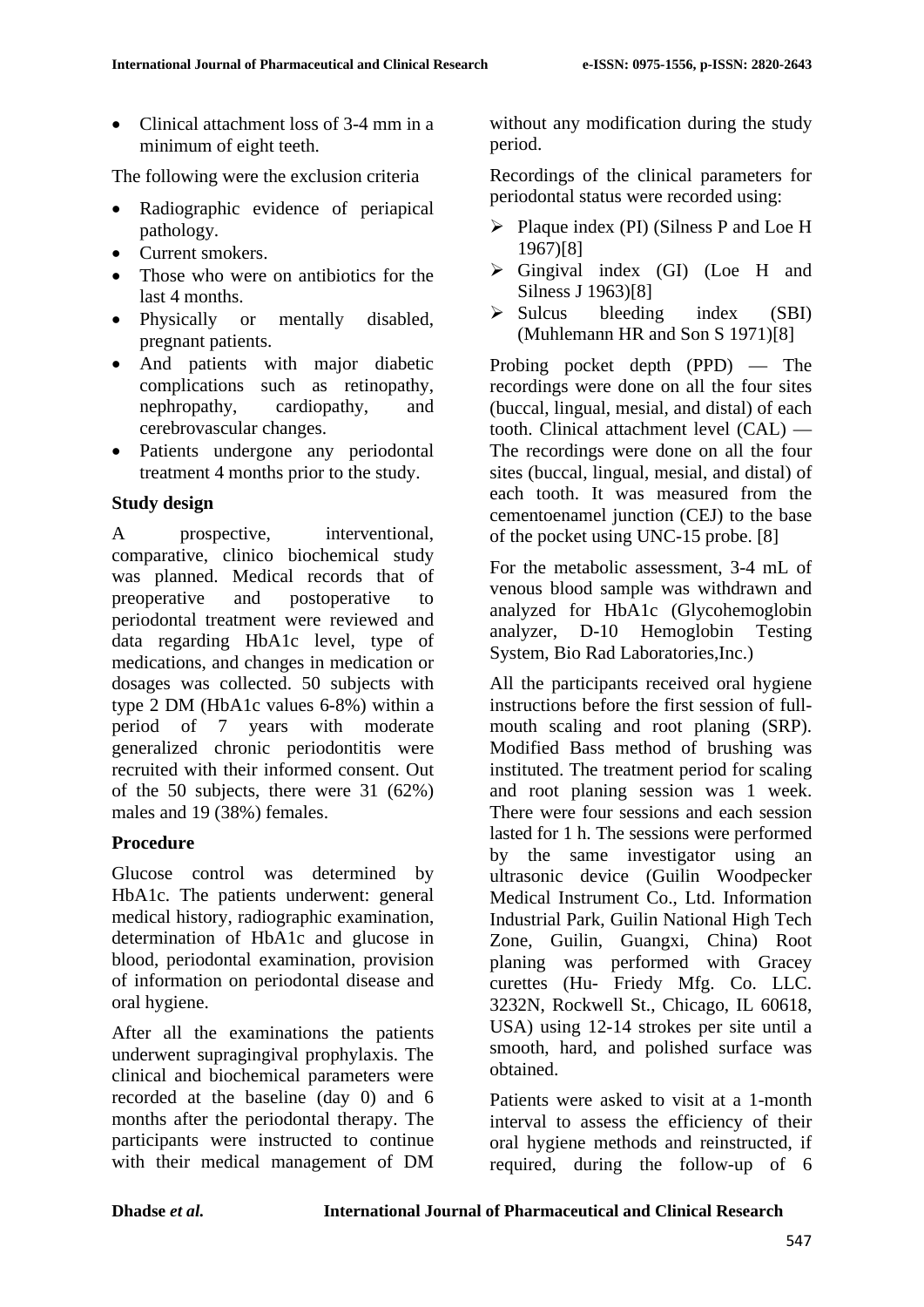- Clinical attachment loss of 3-4 mm in a minimum of eight teeth.

The following were the exclusion criteria

- Radiographic evidence of periapical pathology.
- Current smokers.
- Those who were on antibiotics for the last 4 months.
- Physically or mentally disabled, pregnant patients.
- And patients with major diabetic complications such as retinopathy, nephropathy, cardiopathy, and cerebrovascular changes.
- Patients undergone any periodontal treatment 4 months prior to the study.

### Study design

A prospective, interventional, comparative, clinico biochemical study was planned. Medical records that of preoperative and postoperative to periodontal treatment were reviewed and data regarding HbA1c level, type of medications, and changes in medication or dosages was collected. 50 subjects with type 2 DM (HbA1c values 6-8%) within a period of 7 years with moderate generalized chronic periodontitis were recruited with their informed consent. Out of the 50 subjects, there were 31 (62%) males and 19 (38%) females.

### Procedure

Glucose control was determined by HbA1c. The patients underwent: general medical history, radiographic examination, determination of HbA1c and glucose in blood, periodontal examination, provision of information on periodontal disease and oral hygiene.

After all the examinations the patients underwent supragingival prophylaxis. The clinical and biochemical parameters were recorded at the baseline (day 0) and 6 months after the periodontal therapy. The participants were instructed to continue with their medical management of DM without any modification during the study period.

Recordings of the clinical parameters for periodontal status were recorded using:

- Plaque index (PI) (Silness P and Loe H 1967)[8]
- Gingival index (GI) (Loe H and Silness J 1963)[8]
- Sulcus bleeding index (SBI) (Muhlemann HR and Son S 1971)[8]

Probing pocket depth (PPD) — The recordings were done on all the four sites (buccal, lingual, mesial, and distal) of each tooth. Clinical attachment level (CAL) — The recordings were done on all the four sites (buccal, lingual, mesial, and distal) of each tooth. It was measured from the cementoenamel junction (CEJ) to the base of the pocket using UNC-15 probe. [8]

For the metabolic assessment, 3-4 mL of venous blood sample was withdrawn and analyzed for HbA1c (Glycohemoglobin analyzer, D-10 Hemoglobin Testing System, Bio Rad Laboratories,Inc.)

All the participants received oral hygiene instructions before the first session of full-mouth scaling and root planing (SRP). Modified Bass method of brushing was instituted. The treatment period for scaling and root planing session was 1 week. There were four sessions and each session lasted for 1 h. The sessions were performed by the same investigator using an ultrasonic device (Guilin Woodpecker Medical Instrument Co., Ltd. Information Industrial Park, Guilin National High Tech Zone, Guilin, Guangxi, China) Root planing was performed with Gracey curettes (Hu- Friedy Mfg. Co. LLC. 3232N, Rockwell St., Chicago, IL 60618, USA) using 12-14 strokes per site until a smooth, hard, and polished surface was obtained.

Patients were asked to visit at a 1-month interval to assess the efficiency of their oral hygiene methods and reinstructed, if required, during the follow-up of 6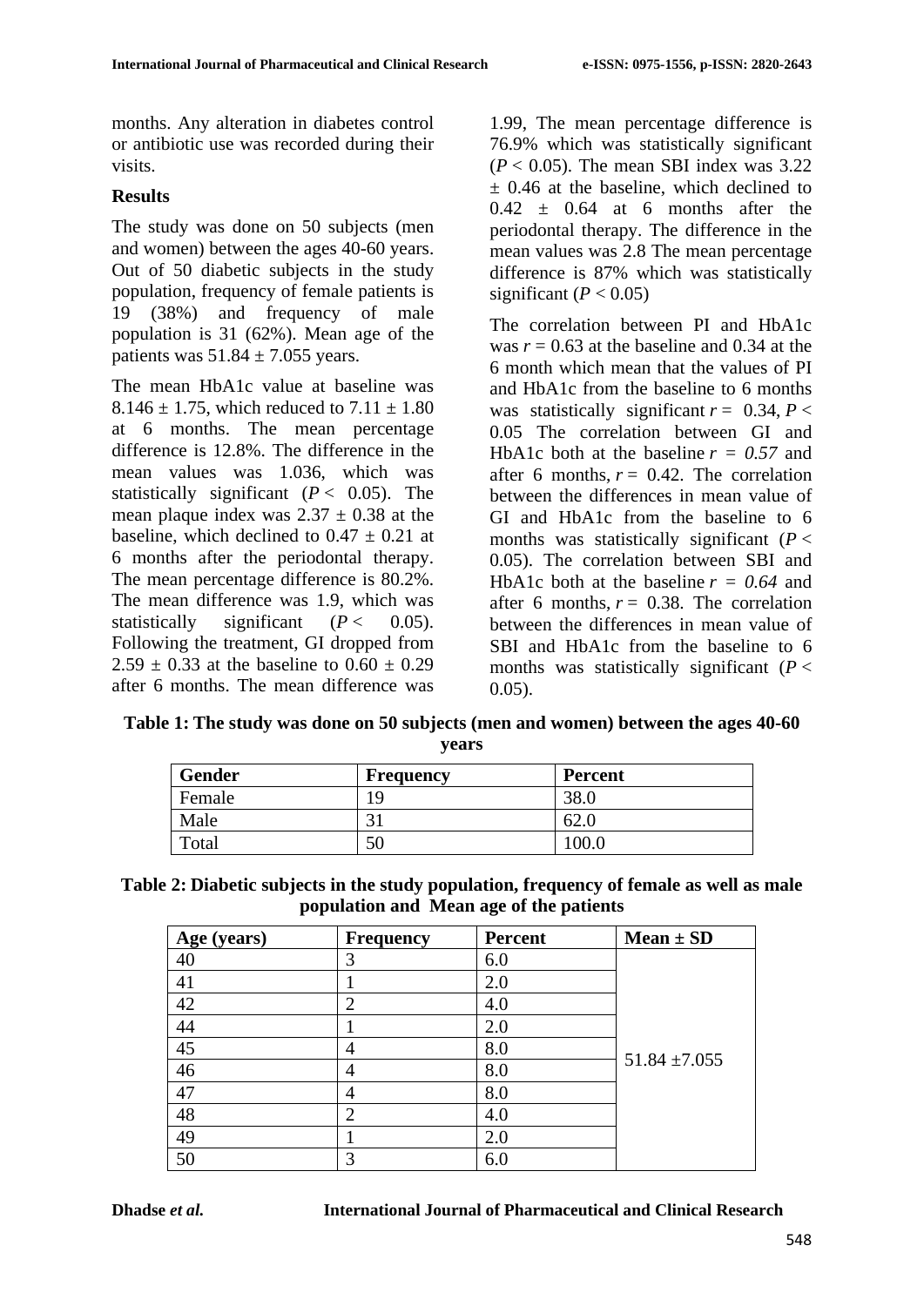months. Any alteration in diabetes control or antibiotic use was recorded during their visits.

## Results

The study was done on 50 subjects (men and women) between the ages 40-60 years. Out of 50 diabetic subjects in the study population, frequency of female patients is 19 (38%) and frequency of male population is 31 (62%). Mean age of the patients was 51.84 ± 7.055 years.

The mean HbA1c value at baseline was 8.146 ± 1.75, which reduced to 7.11 ± 1.80 at 6 months. The mean percentage difference is 12.8%. The difference in the mean values was 1.036, which was statistically significant ($P < 0.05$). The mean plaque index was 2.37 ± 0.38 at the baseline, which declined to 0.47 ± 0.21 at 6 months after the periodontal therapy. The mean percentage difference is 80.2%. The mean difference was 1.9, which was statistically significant ($P < 0.05$). Following the treatment, GI dropped from 2.59 ± 0.33 at the baseline to 0.60 ± 0.29 after 6 months. The mean difference was 1.99, The mean percentage difference is 76.9% which was statistically significant ($P < 0.05$). The mean SBI index was 3.22 ± 0.46 at the baseline, which declined to 0.42 ± 0.64 at 6 months after the periodontal therapy. The difference in the mean values was 2.8 The mean percentage difference is 87% which was statistically significant ($P < 0.05$)

The correlation between PI and HbA1c was $r = 0.63$ at the baseline and 0.34 at the 6 month which mean that the values of PI and HbA1c from the baseline to 6 months was statistically significant $r = 0.34$, $P < 0.05$ The correlation between GI and HbA1c both at the baseline $r = 0.57$ and after 6 months, $r = 0.42$. The correlation between the differences in mean value of GI and HbA1c from the baseline to 6 months was statistically significant ($P < 0.05$). The correlation between SBI and HbA1c both at the baseline $r = 0.64$ and after 6 months, $r = 0.38$. The correlation between the differences in mean value of SBI and HbA1c from the baseline to 6 months was statistically significant ($P < 0.05$).

**Table 1: The study was done on 50 subjects (men and women) between the ages 40-60 years**

| Gender | Frequency | Percent |
|---|---|---|
| Female | 19 | 38.0 |
| Male | 31 | 62.0 |
| Total | 50 | 100.0 |

**Table 2: Diabetic subjects in the study population, frequency of female as well as male population and Mean age of the patients**

| Age (years) | Frequency | Percent | Mean ± SD |
|---|---|---|---|
| 40 | 3 | 6.0 | 51.84 ±7.055 |
| 41 | 1 | 2.0 | |
| 42 | 2 | 4.0 | |
| 44 | 1 | 2.0 | |
| 45 | 4 | 8.0 | |
| 46 | 4 | 8.0 | |
| 47 | 4 | 8.0 | |
| 48 | 2 | 4.0 | |
| 49 | 1 | 2.0 | |
| 50 | 3 | 6.0 | |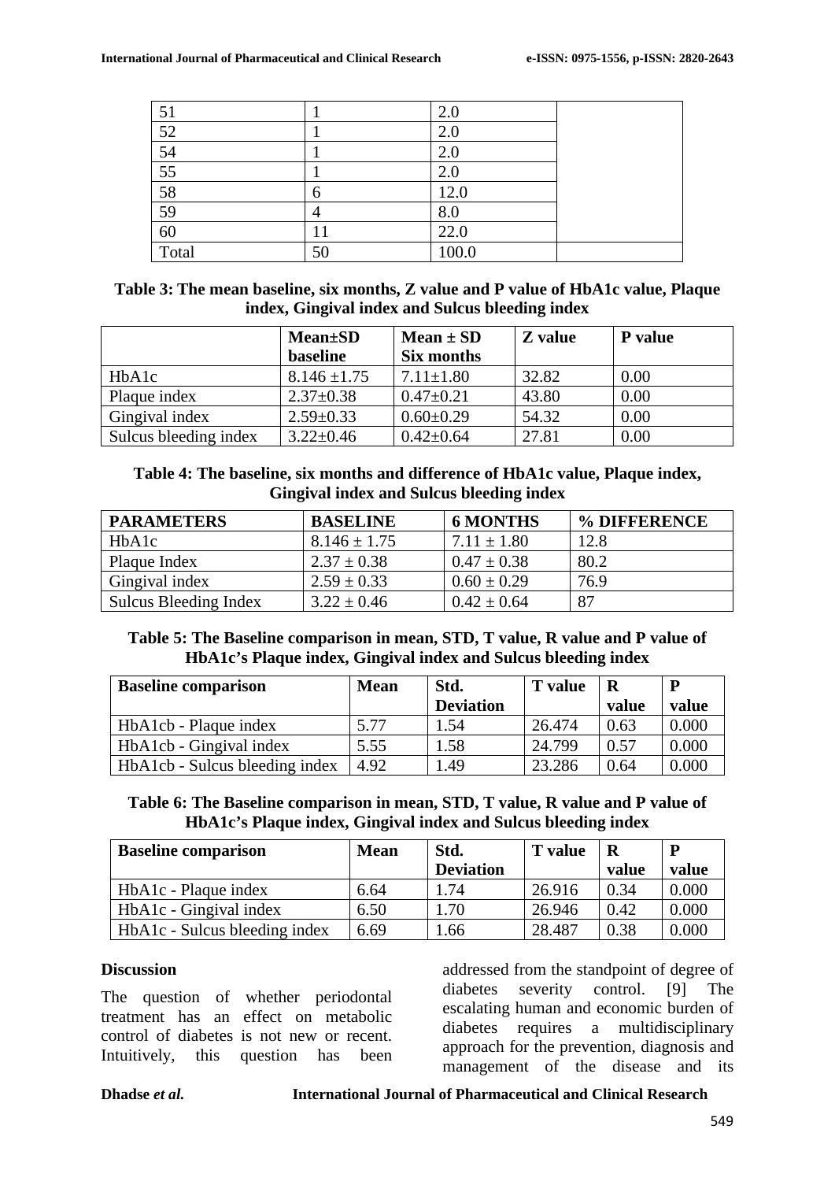| 51 | 1 | 2.0 | |
|---|---|---|---|
| 52 | 1 | 2.0 | |
| 54 | 1 | 2.0 | |
| 55 | 1 | 2.0 | |
| 58 | 6 | 12.0 | |
| 59 | 4 | 8.0 | |
| 60 | 11 | 22.0 | |
| Total | 50 | 100.0 | |

**Table 3: The mean baseline, six months, Z value and P value of HbA1c value, Plaque index, Gingival index and Sulcus bleeding index**

| | Mean±SD baseline | Mean ± SD Six months | Z value | P value |
|---|---|---|---|---|
| HbA1c | 8.146 ±1.75 | 7.11±1.80 | 32.82 | 0.00 |
| Plaque index | 2.37±0.38 | 0.47±0.21 | 43.80 | 0.00 |
| Gingival index | 2.59±0.33 | 0.60±0.29 | 54.32 | 0.00 |
| Sulcus bleeding index | 3.22±0.46 | 0.42±0.64 | 27.81 | 0.00 |

**Table 4: The baseline, six months and difference of HbA1c value, Plaque index, Gingival index and Sulcus bleeding index**

| PARAMETERS | BASELINE | 6 MONTHS | % DIFFERENCE |
|---|---|---|---|
| HbA1c | 8.146 ± 1.75 | 7.11 ± 1.80 | 12.8 |
| Plaque Index | 2.37 ± 0.38 | 0.47 ± 0.38 | 80.2 |
| Gingival index | 2.59 ± 0.33 | 0.60 ± 0.29 | 76.9 |
| Sulcus Bleeding Index | 3.22 ± 0.46 | 0.42 ± 0.64 | 87 |

**Table 5: The Baseline comparison in mean, STD, T value, R value and P value of HbA1c's Plaque index, Gingival index and Sulcus bleeding index**

| Baseline comparison | Mean | Std. Deviation | T value | R value | P value |
|---|---|---|---|---|---|
| HbA1cb - Plaque index | 5.77 | 1.54 | 26.474 | 0.63 | 0.000 |
| HbA1cb - Gingival index | 5.55 | 1.58 | 24.799 | 0.57 | 0.000 |
| HbA1cb - Sulcus bleeding index | 4.92 | 1.49 | 23.286 | 0.64 | 0.000 |

**Table 6: The Baseline comparison in mean, STD, T value, R value and P value of HbA1c's Plaque index, Gingival index and Sulcus bleeding index**

| Baseline comparison | Mean | Std. Deviation | T value | R value | P value |
|---|---|---|---|---|---|
| HbA1c - Plaque index | 6.64 | 1.74 | 26.916 | 0.34 | 0.000 |
| HbA1c - Gingival index | 6.50 | 1.70 | 26.946 | 0.42 | 0.000 |
| HbA1c - Sulcus bleeding index | 6.69 | 1.66 | 28.487 | 0.38 | 0.000 |

## Discussion

The question of whether periodontal treatment has an effect on metabolic control of diabetes is not new or recent. Intuitively, this question has been addressed from the standpoint of degree of diabetes severity control. [9] The escalating human and economic burden of diabetes requires a multidisciplinary approach for the prevention, diagnosis and management of the disease and its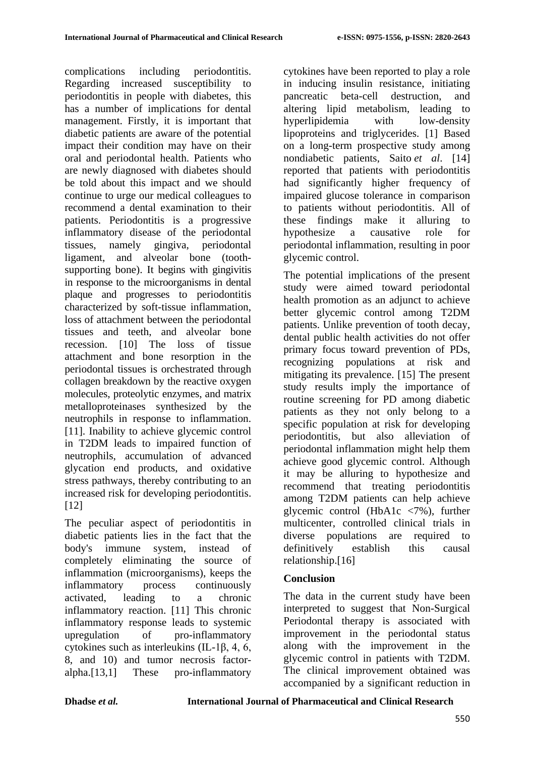complications including periodontitis. Regarding increased susceptibility to periodontitis in people with diabetes, this has a number of implications for dental management. Firstly, it is important that diabetic patients are aware of the potential impact their condition may have on their oral and periodontal health. Patients who are newly diagnosed with diabetes should be told about this impact and we should continue to urge our medical colleagues to recommend a dental examination to their patients. Periodontitis is a progressive inflammatory disease of the periodontal tissues, namely gingiva, periodontal ligament, and alveolar bone (tooth-supporting bone). It begins with gingivitis in response to the microorganisms in dental plaque and progresses to periodontitis characterized by soft-tissue inflammation, loss of attachment between the periodontal tissues and teeth, and alveolar bone recession. [10] The loss of tissue attachment and bone resorption in the periodontal tissues is orchestrated through collagen breakdown by the reactive oxygen molecules, proteolytic enzymes, and matrix metalloproteinases synthesized by the neutrophils in response to inflammation. [11]. Inability to achieve glycemic control in T2DM leads to impaired function of neutrophils, accumulation of advanced glycation end products, and oxidative stress pathways, thereby contributing to an increased risk for developing periodontitis. [12]

The peculiar aspect of periodontitis in diabetic patients lies in the fact that the body's immune system, instead of completely eliminating the source of inflammation (microorganisms), keeps the inflammatory process continuously activated, leading to a chronic inflammatory reaction. [11] This chronic inflammatory response leads to systemic upregulation of pro-inflammatory cytokines such as interleukins (IL-1β, 4, 6, 8, and 10) and tumor necrosis factor-alpha.[13,1] These pro-inflammatory cytokines have been reported to play a role in inducing insulin resistance, initiating pancreatic beta-cell destruction, and altering lipid metabolism, leading to hyperlipidemia with low-density lipoproteins and triglycerides. [1] Based on a long-term prospective study among nondiabetic patients, Saito *et al*. [14] reported that patients with periodontitis had significantly higher frequency of impaired glucose tolerance in comparison to patients without periodontitis. All of these findings make it alluring to hypothesize a causative role for periodontal inflammation, resulting in poor glycemic control.

The potential implications of the present study were aimed toward periodontal health promotion as an adjunct to achieve better glycemic control among T2DM patients. Unlike prevention of tooth decay, dental public health activities do not offer primary focus toward prevention of PDs, recognizing populations at risk and mitigating its prevalence. [15] The present study results imply the importance of routine screening for PD among diabetic patients as they not only belong to a specific population at risk for developing periodontitis, but also alleviation of periodontal inflammation might help them achieve good glycemic control. Although it may be alluring to hypothesize and recommend that treating periodontitis among T2DM patients can help achieve glycemic control (HbA1c <7%), further multicenter, controlled clinical trials in diverse populations are required to definitively establish this causal relationship.[16]

## Conclusion

The data in the current study have been interpreted to suggest that Non-Surgical Periodontal therapy is associated with improvement in the periodontal status along with the improvement in the glycemic control in patients with T2DM. The clinical improvement obtained was accompanied by a significant reduction in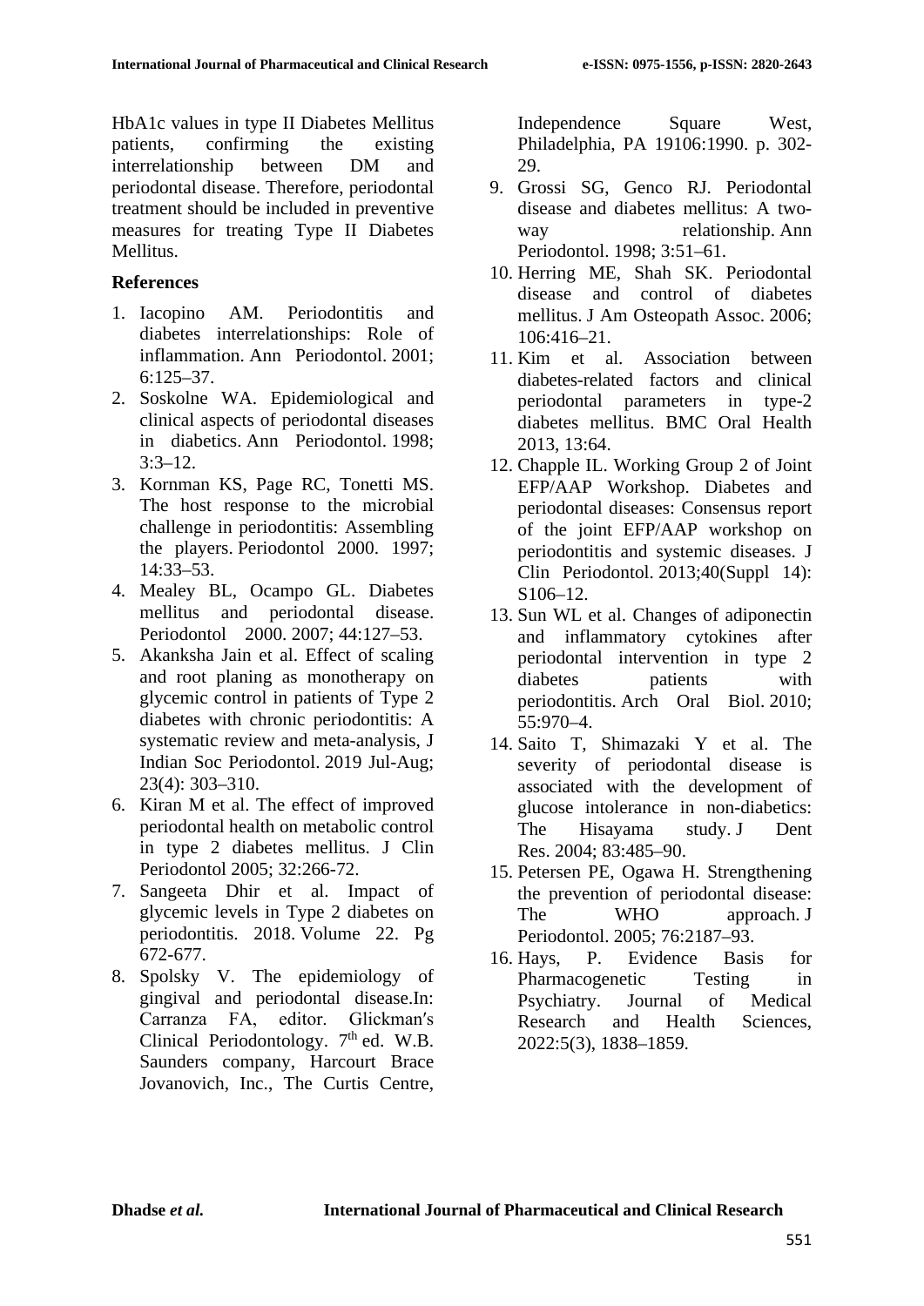HbA1c values in type II Diabetes Mellitus patients, confirming the existing interrelationship between DM and periodontal disease. Therefore, periodontal treatment should be included in preventive measures for treating Type II Diabetes Mellitus.

## References

1. Iacopino AM. Periodontitis and diabetes interrelationships: Role of inflammation. Ann Periodontol. 2001; 6:125–37.
2. Soskolne WA. Epidemiological and clinical aspects of periodontal diseases in diabetics. Ann Periodontol. 1998; 3:3–12.
3. Kornman KS, Page RC, Tonetti MS. The host response to the microbial challenge in periodontitis: Assembling the players. Periodontol 2000. 1997; 14:33–53.
4. Mealey BL, Ocampo GL. Diabetes mellitus and periodontal disease. Periodontol 2000. 2007; 44:127–53.
5. Akanksha Jain et al. Effect of scaling and root planing as monotherapy on glycemic control in patients of Type 2 diabetes with chronic periodontitis: A systematic review and meta-analysis, J Indian Soc Periodontol. 2019 Jul-Aug; 23(4): 303–310.
6. Kiran M et al. The effect of improved periodontal health on metabolic control in type 2 diabetes mellitus. J Clin Periodontol 2005; 32:266-72.
7. Sangeeta Dhir et al. Impact of glycemic levels in Type 2 diabetes on periodontitis. 2018. Volume 22. Pg 672-677.
8. Spolsky V. The epidemiology of gingival and periodontal disease.In: Carranza FA, editor. Glickman′s Clinical Periodontology. 7th ed. W.B. Saunders company, Harcourt Brace Jovanovich, Inc., The Curtis Centre, Independence Square West, Philadelphia, PA 19106:1990. p. 302-29.
9. Grossi SG, Genco RJ. Periodontal disease and diabetes mellitus: A two-way relationship. Ann Periodontol. 1998; 3:51–61.
10. Herring ME, Shah SK. Periodontal disease and control of diabetes mellitus. J Am Osteopath Assoc. 2006; 106:416–21.
11. Kim et al. Association between diabetes-related factors and clinical periodontal parameters in type-2 diabetes mellitus. BMC Oral Health 2013, 13:64.
12. Chapple IL. Working Group 2 of Joint EFP/AAP Workshop. Diabetes and periodontal diseases: Consensus report of the joint EFP/AAP workshop on periodontitis and systemic diseases. J Clin Periodontol. 2013;40(Suppl 14): S106–12.
13. Sun WL et al. Changes of adiponectin and inflammatory cytokines after periodontal intervention in type 2 diabetes patients with periodontitis. Arch Oral Biol. 2010; 55:970–4.
14. Saito T, Shimazaki Y et al. The severity of periodontal disease is associated with the development of glucose intolerance in non-diabetics: The Hisayama study. J Dent Res. 2004; 83:485–90.
15. Petersen PE, Ogawa H. Strengthening the prevention of periodontal disease: The WHO approach. J Periodontol. 2005; 76:2187–93.
16. Hays, P. Evidence Basis for Pharmacogenetic Testing in Psychiatry. Journal of Medical Research and Health Sciences, 2022:5(3), 1838–1859.